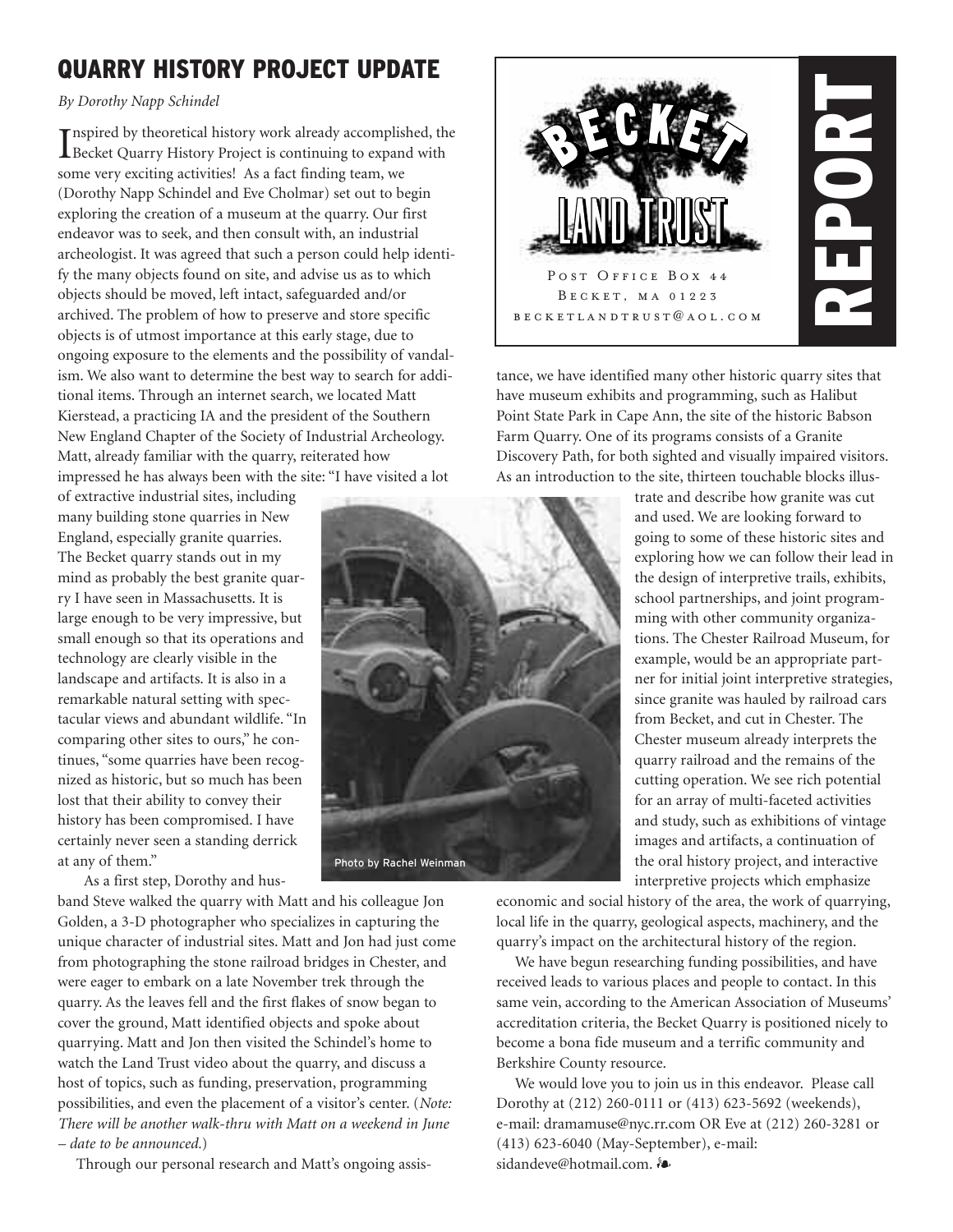# QUARRY HISTORY PROJECT UPDATE

*By Dorothy Napp Schindel*

Inspired by theoretical history work already accomplished, the Becket Quarry History Project is continuing to expand with some very exciting activities! As a fact finding team, we (Dorothy Napp Schindel and Eve Cholmar) set out to begin exploring the creation of a museum at the quarry. Our first endeavor was to seek, and then consult with, an industrial archeologist. It was agreed that such a person could help identify the many objects found on site, and advise us as to which objects should be moved, left intact, safeguarded and/or archived. The problem of how to preserve and store specific objects is of utmost importance at this early stage, due to ongoing exposure to the elements and the possibility of vandalism. We also want to determine the best way to search for additional items. Through an internet search, we located Matt Kierstead, a practicing IA and the president of the Southern New England Chapter of the Society of Industrial Archeology. Matt, already familiar with the quarry, reiterated how impressed he has always been with the site: "I have visited a lot of extractive industrial sites, including many building stone quarries in New England, especially granite quarries. The Becket quarry stands out in my mind as probably the best granite quarry I have seen in Massachusetts. It is large enough to be very impressive, but small enough so that its operations and technology are clearly visible in the landscape and artifacts. It is also in a remarkable natural setting with spectacular views and abundant wildlife. "In comparing other sites to ours," he continues, "some quarries have been recognized as historic, but so much has been lost that their ability to convey their history has been compromised. I have certainly never seen a standing derrick at any of them."

As a first step, Dorothy and husband Steve walked the quarry with Matt and his colleague Jon Golden, a 3-D photographer who specializes in capturing the unique character of industrial sites. Matt and Jon had just come from photographing the stone railroad bridges in Chester, and were eager to embark on a late November trek through the quarry. As the leaves fell and the first flakes of snow began to cover the ground, Matt identified objects and spoke about quarrying. Matt and Jon then visited the Schindel's home to watch the Land Trust video about the quarry, and discuss a host of topics, such as funding, preservation, programming possibilities, and even the placement of a visitor's center. (*Note: There will be another walk-thru with Matt on a weekend in June – date to be announced.*)

Photo by Rachel Weinman

Through our personal research and Matt's ongoing assistance, we have identified many other historic quarry sites that have museum exhibits and programming, such as Halibut Point State Park in Cape Ann, the site of the historic Babson Farm Quarry. One of its programs consists of a Granite Discovery Path, for both sighted and visually impaired visitors. As an introduction to the site, thirteen touchable blocks illustrate and describe how granite was cut and used. We are looking forward to going to some of these historic sites and exploring how we can follow their lead in the design of interpretive trails, exhibits, school partnerships, and joint programming with other community organizations. The Chester Railroad Museum, for example, would be an appropriate partner for initial joint interpretive strategies, since granite was hauled by railroad cars from Becket, and cut in Chester. The Chester museum already interprets the quarry railroad and the remains of the cutting operation. We see rich potential for an array of multi-faceted activities and study, such as exhibitions of vintage images and artifacts, a continuation of the oral history project, and interactive interpretive projects which emphasize economic and social history of the area, the work of quarrying, local life in the quarry, geological aspects, machinery, and the quarry's impact on the architectural history of the region.

We have begun researching funding possibilities, and have received leads to various places and people to contact. In this same vein, according to the American Association of Museums' accreditation criteria, the Becket Quarry is positioned nicely to become a bona fide museum and a terrific community and Berkshire County resource.

We would love you to join us in this endeavor. Please call Dorothy at (212) 260-0111 or (413) 623-5692 (weekends), e-mail: dramamuse@nyc.rr.com OR Eve at (212) 260-3281 or (413) 623-6040 (May-September), e-mail: sidandeve@hotmail.com.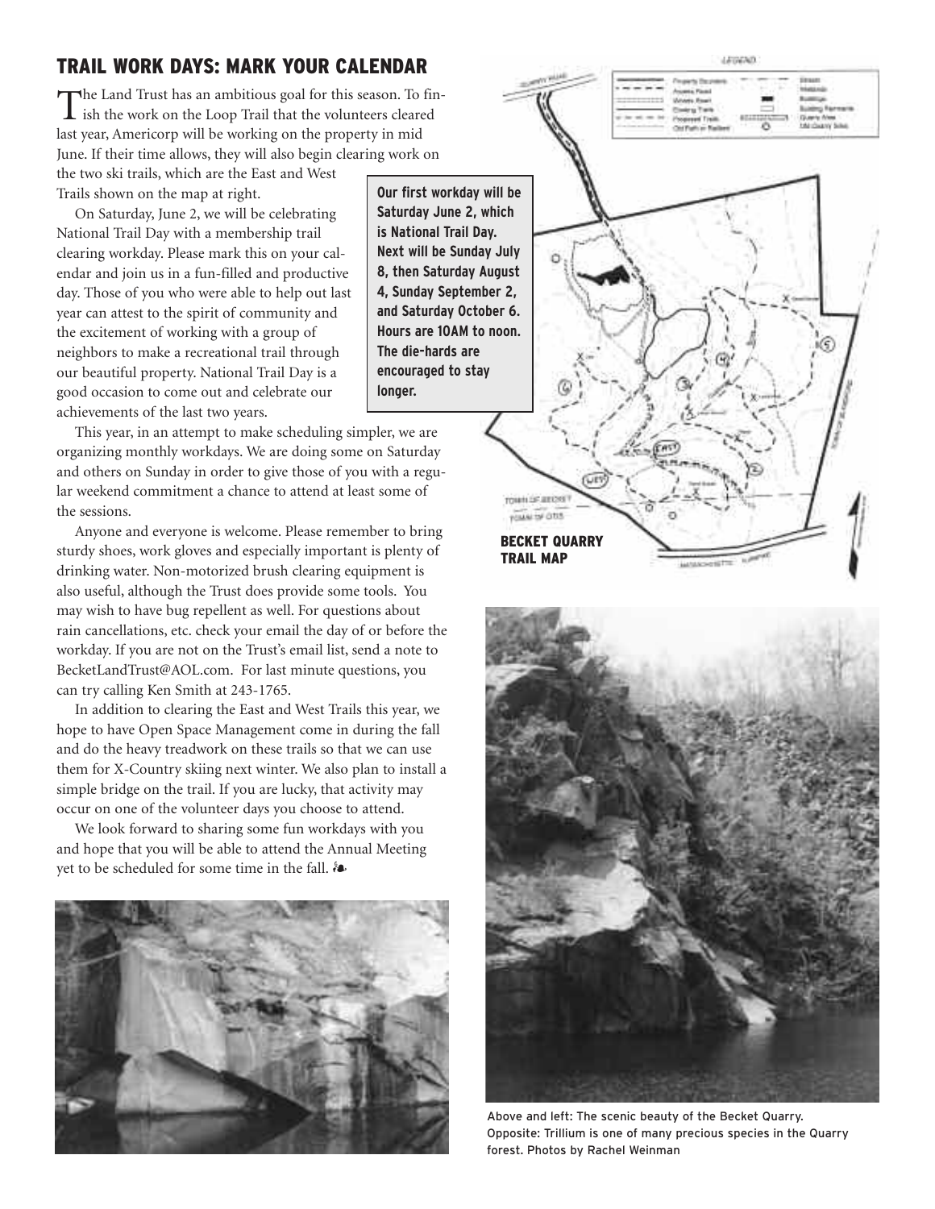## TRAIL WORK DAYS: MARK YOUR CALENDAR

The Land Trust has an ambitious goal for this season. To finish the work on the Loop Trail that the volunteers cleared last year, Americorp will be working on the property in mid June. If their time allows, they will also begin clearing work on the two ski trails, which are the East and West Trails shown on the map at right.

On Saturday, June 2, we will be celebrating National Trail Day with a membership trail clearing workday. Please mark this on your calendar and join us in a fun-filled and productive day. Those of you who were able to help out last year can attest to the spirit of community and the excitement of working with a group of neighbors to make a recreational trail through our beautiful property. National Trail Day is a good occasion to come out and celebrate our achievements of the last two years.

**Our first workday will be Saturday June 2, which is National Trail Day. Next will be Sunday July 8, then Saturday August 4, Sunday September 2, and Saturday October 6. Hours are 10AM to noon. The die-hards are encouraged to stay longer.**

This year, in an attempt to make scheduling simpler, we are organizing monthly workdays. We are doing some on Saturday and others on Sunday in order to give those of you with a regular weekend commitment a chance to attend at least some of the sessions.

Anyone and everyone is welcome. Please remember to bring sturdy shoes, work gloves and especially important is plenty of drinking water. Non-motorized brush clearing equipment is also useful, although the Trust does provide some tools. You may wish to have bug repellent as well. For questions about rain cancellations, etc. check your email the day of or before the workday. If you are not on the Trust's email list, send a note to BecketLandTrust@AOL.com. For last minute questions, you can try calling Ken Smith at 243-1765.

In addition to clearing the East and West Trails this year, we hope to have Open Space Management come in during the fall and do the heavy treadwork on these trails so that we can use them for X-Country skiing next winter. We also plan to install a simple bridge on the trail. If you are lucky, that activity may occur on one of the volunteer days you choose to attend.

We look forward to sharing some fun workdays with you and hope that you will be able to attend the Annual Meeting yet to be scheduled for some time in the fall. ❧

**BECKET QUARRY TRAIL MAP**

Above and left: The scenic beauty of the Becket Quarry. Opposite: Trillium is one of many precious species in the Quarry forest. Photos by Rachel Weinman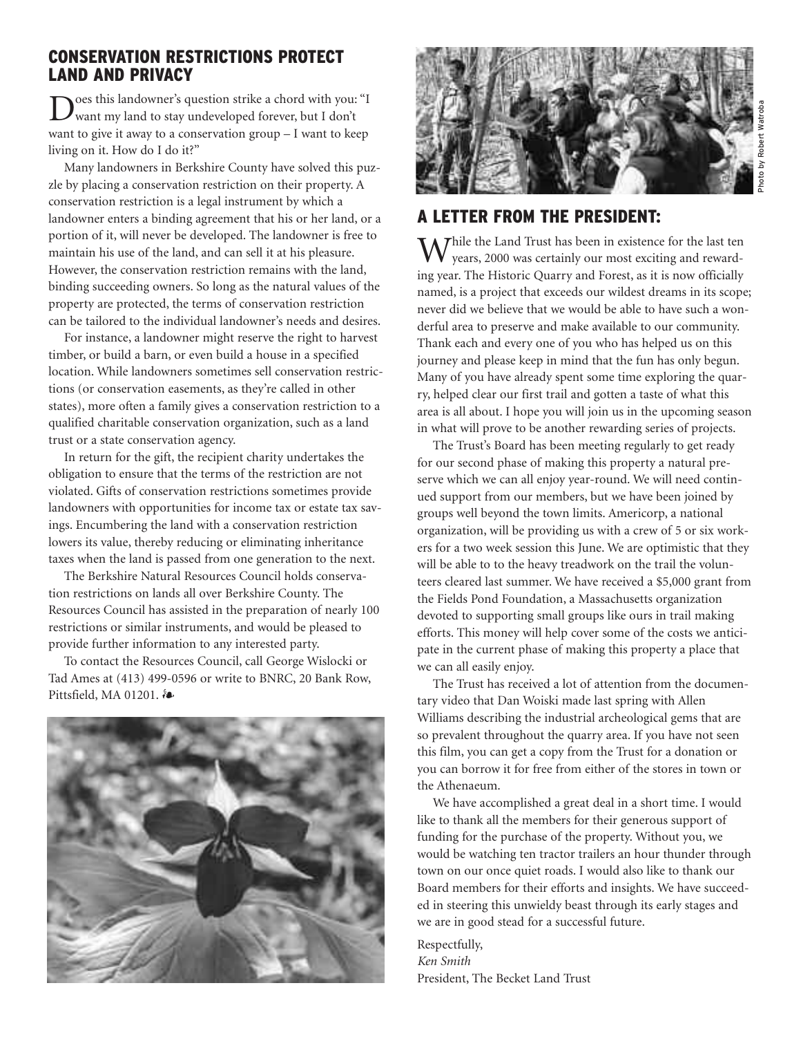## CONSERVATION RESTRICTIONS PROTECT LAND AND PRIVACY

Does this landowner's question strike a chord with you: "I want my land to stay undeveloped forever, but I don't want to give it away to a conservation group – I want to keep living on it. How do I do it?"

Many landowners in Berkshire County have solved this puzzle by placing a conservation restriction on their property. A conservation restriction is a legal instrument by which a landowner enters a binding agreement that his or her land, or a portion of it, will never be developed. The landowner is free to maintain his use of the land, and can sell it at his pleasure. However, the conservation restriction remains with the land, binding succeeding owners. So long as the natural values of the property are protected, the terms of conservation restriction can be tailored to the individual landowner's needs and desires.

For instance, a landowner might reserve the right to harvest timber, or build a barn, or even build a house in a specified location. While landowners sometimes sell conservation restrictions (or conservation easements, as they're called in other states), more often a family gives a conservation restriction to a qualified charitable conservation organization, such as a land trust or a state conservation agency.

In return for the gift, the recipient charity undertakes the obligation to ensure that the terms of the restriction are not violated. Gifts of conservation restrictions sometimes provide landowners with opportunities for income tax or estate tax savings. Encumbering the land with a conservation restriction lowers its value, thereby reducing or eliminating inheritance taxes when the land is passed from one generation to the next.

The Berkshire Natural Resources Council holds conservation restrictions on lands all over Berkshire County. The Resources Council has assisted in the preparation of nearly 100 restrictions or similar instruments, and would be pleased to provide further information to any interested party.

To contact the Resources Council, call George Wislocki or Tad Ames at (413) 499-0596 or write to BNRC, 20 Bank Row, Pittsfield, MA 01201. ❧

Photo by Robert Watroba

## A LETTER FROM THE PRESIDENT:

While the Land Trust has been in existence for the last ten years, 2000 was certainly our most exciting and rewarding year. The Historic Quarry and Forest, as it is now officially named, is a project that exceeds our wildest dreams in its scope; never did we believe that we would be able to have such a wonderful area to preserve and make available to our community. Thank each and every one of you who has helped us on this journey and please keep in mind that the fun has only begun. Many of you have already spent some time exploring the quarry, helped clear our first trail and gotten a taste of what this area is all about. I hope you will join us in the upcoming season in what will prove to be another rewarding series of projects.

The Trust's Board has been meeting regularly to get ready for our second phase of making this property a natural preserve which we can all enjoy year-round. We will need continued support from our members, but we have been joined by groups well beyond the town limits. Americorp, a national organization, will be providing us with a crew of 5 or six workers for a two week session this June. We are optimistic that they will be able to to the heavy treadwork on the trail the volunteers cleared last summer. We have received a $5,000 grant from the Fields Pond Foundation, a Massachusetts organization devoted to supporting small groups like ours in trail making efforts. This money will help cover some of the costs we anticipate in the current phase of making this property a place that we can all easily enjoy.

The Trust has received a lot of attention from the documentary video that Dan Woiski made last spring with Allen Williams describing the industrial archeological gems that are so prevalent throughout the quarry area. If you have not seen this film, you can get a copy from the Trust for a donation or you can borrow it for free from either of the stores in town or the Athenaeum.

We have accomplished a great deal in a short time. I would like to thank all the members for their generous support of funding for the purchase of the property. Without you, we would be watching ten tractor trailers an hour thunder through town on our once quiet roads. I would also like to thank our Board members for their efforts and insights. We have succeeded in steering this unwieldy beast through its early stages and we are in good stead for a successful future.

Respectfully,
*Ken Smith*
President, The Becket Land Trust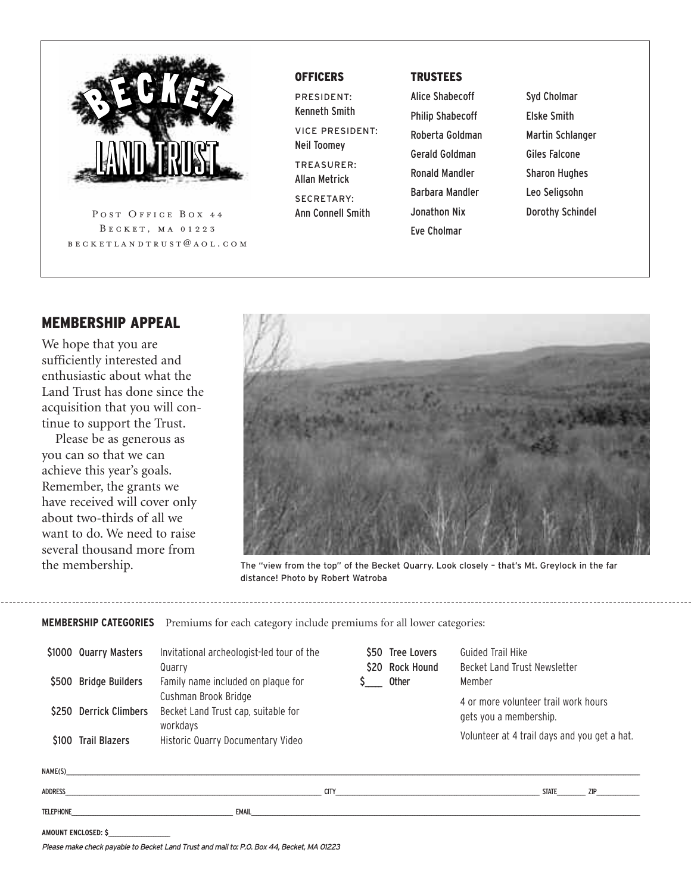BECKET LAND TRUST

Post Office Box 44
Becket, MA 01223
becketlandtrust@aol.com

**OFFICERS**

PRESIDENT:
Kenneth Smith

VICE PRESIDENT:
Neil Toomey

TREASURER:
Allan Metrick

SECRETARY:
Ann Connell Smith

**TRUSTEES**

Alice Shabecoff
Philip Shabecoff
Roberta Goldman
Gerald Goldman
Ronald Mandler
Barbara Mandler
Jonathon Nix
Eve Cholmar
Syd Cholmar
Elske Smith
Martin Schlanger
Giles Falcone
Sharon Hughes
Leo Seligsohn
Dorothy Schindel

## MEMBERSHIP APPEAL

We hope that you are sufficiently interested and enthusiastic about what the Land Trust has done since the acquisition that you will continue to support the Trust.

Please be as generous as you can so that we can achieve this year's goals. Remember, the grants we have received will cover only about two-thirds of all we want to do. We need to raise several thousand more from the membership.

The "view from the top" of the Becket Quarry. Look closely – that's Mt. Greylock in the far distance! Photo by Robert Watroba

**MEMBERSHIP CATEGORIES** Premiums for each category include premiums for all lower categories:

| | | |
|---|---|---|
| $1000 | Quarry Masters | Invitational archeologist-led tour of the Quarry |
| $500 | Bridge Builders | Family name included on plaque for Cushman Brook Bridge |
| $250 | Derrick Climbers | Becket Land Trust cap, suitable for workdays |
| $100 | Trail Blazers | Historic Quarry Documentary Video |
| $50 | Tree Lovers | Guided Trail Hike |
| $20 | Rock Hound | Becket Land Trust Newsletter |
| $____ | Other | Member |

4 or more volunteer trail work hours gets you a membership.

Volunteer at 4 trail days and you get a hat.

NAME(S)________________________________

ADDRESS________________________ CITY________________________ STATE________ ZIP___________

TELEPHONE________________________ EMAIL________________________

**AMOUNT ENCLOSED: $_______________**

*Please make check payable to Becket Land Trust and mail to: P.O. Box 44, Becket, MA 01223*